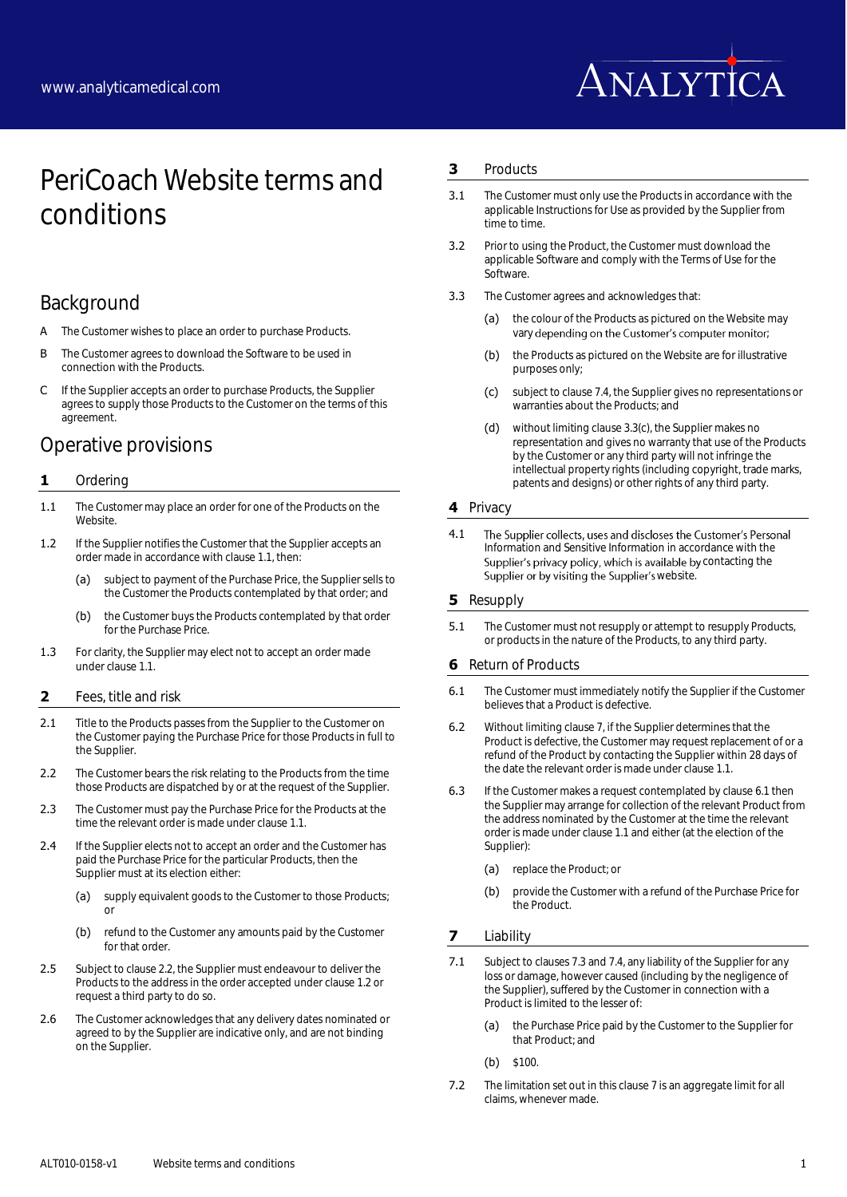# PeriCoach Website terms and conditions

## Background

A The Customer wishes to place an order to purchase Products.

B The Customer agrees to download the Software to be used in connection with the Products.

C If the Supplier accepts an order to purchase Products, the Supplier agrees to supply those Products to the Customer on the terms of this agreement.

## Operative provisions

### 1 Ordering

1.1 The Customer may place an order for one of the Products on the Website.

1.2 If the Supplier notifies the Customer that the Supplier accepts an order made in accordance with clause 1.1, then:

(a) subject to payment of the Purchase Price, the Supplier sells to the Customer the Products contemplated by that order; and

(b) the Customer buys the Products contemplated by that order for the Purchase Price.

1.3 For clarity, the Supplier may elect not to accept an order made under clause 1.1.

### 2 Fees, title and risk

2.1 Title to the Products passes from the Supplier to the Customer on the Customer paying the Purchase Price for those Products in full to the Supplier.

2.2 The Customer bears the risk relating to the Products from the time those Products are dispatched by or at the request of the Supplier.

2.3 The Customer must pay the Purchase Price for the Products at the time the relevant order is made under clause 1.1.

2.4 If the Supplier elects not to accept an order and the Customer has paid the Purchase Price for the particular Products, then the Supplier must at its election either:

(a) supply equivalent goods to the Customer to those Products; or

(b) refund to the Customer any amounts paid by the Customer for that order.

2.5 Subject to clause 2.2, the Supplier must endeavour to deliver the Products to the address in the order accepted under clause 1.2 or request a third party to do so.

2.6 The Customer acknowledges that any delivery dates nominated or agreed to by the Supplier are indicative only, and are not binding on the Supplier.

### 3 Products

3.1 The Customer must only use the Products in accordance with the applicable Instructions for Use as provided by the Supplier from time to time.

3.2 Prior to using the Product, the Customer must download the applicable Software and comply with the Terms of Use for the Software.

3.3 The Customer agrees and acknowledges that:

(a) the colour of the Products as pictured on the Website may vary depending on the Customer's computer monitor;

(b) the Products as pictured on the Website are for illustrative purposes only;

(c) subject to clause 7.4, the Supplier gives no representations or warranties about the Products; and

(d) without limiting clause 3.3(c), the Supplier makes no representation and gives no warranty that use of the Products by the Customer or any third party will not infringe the intellectual property rights (including copyright, trade marks, patents and designs) or other rights of any third party.

### 4 Privacy

4.1 The Supplier collects, uses and discloses the Customer's Personal Information and Sensitive Information in accordance with the Supplier's privacy policy, which is available by contacting the Supplier or by visiting the Supplier's website.

### 5 Resupply

5.1 The Customer must not resupply or attempt to resupply Products, or products in the nature of the Products, to any third party.

### 6 Return of Products

6.1 The Customer must immediately notify the Supplier if the Customer believes that a Product is defective.

6.2 Without limiting clause 7, if the Supplier determines that the Product is defective, the Customer may request replacement of or a refund of the Product by contacting the Supplier within 28 days of the date the relevant order is made under clause 1.1.

6.3 If the Customer makes a request contemplated by clause 6.1 then the Supplier may arrange for collection of the relevant Product from the address nominated by the Customer at the time the relevant order is made under clause 1.1 and either (at the election of the Supplier):

(a) replace the Product; or

(b) provide the Customer with a refund of the Purchase Price for the Product.

### 7 Liability

7.1 Subject to clauses 7.3 and 7.4, any liability of the Supplier for any loss or damage, however caused (including by the negligence of the Supplier), suffered by the Customer in connection with a Product is limited to the lesser of:

(a) the Purchase Price paid by the Customer to the Supplier for that Product; and

(b) $100.

7.2 The limitation set out in this clause 7 is an aggregate limit for all claims, whenever made.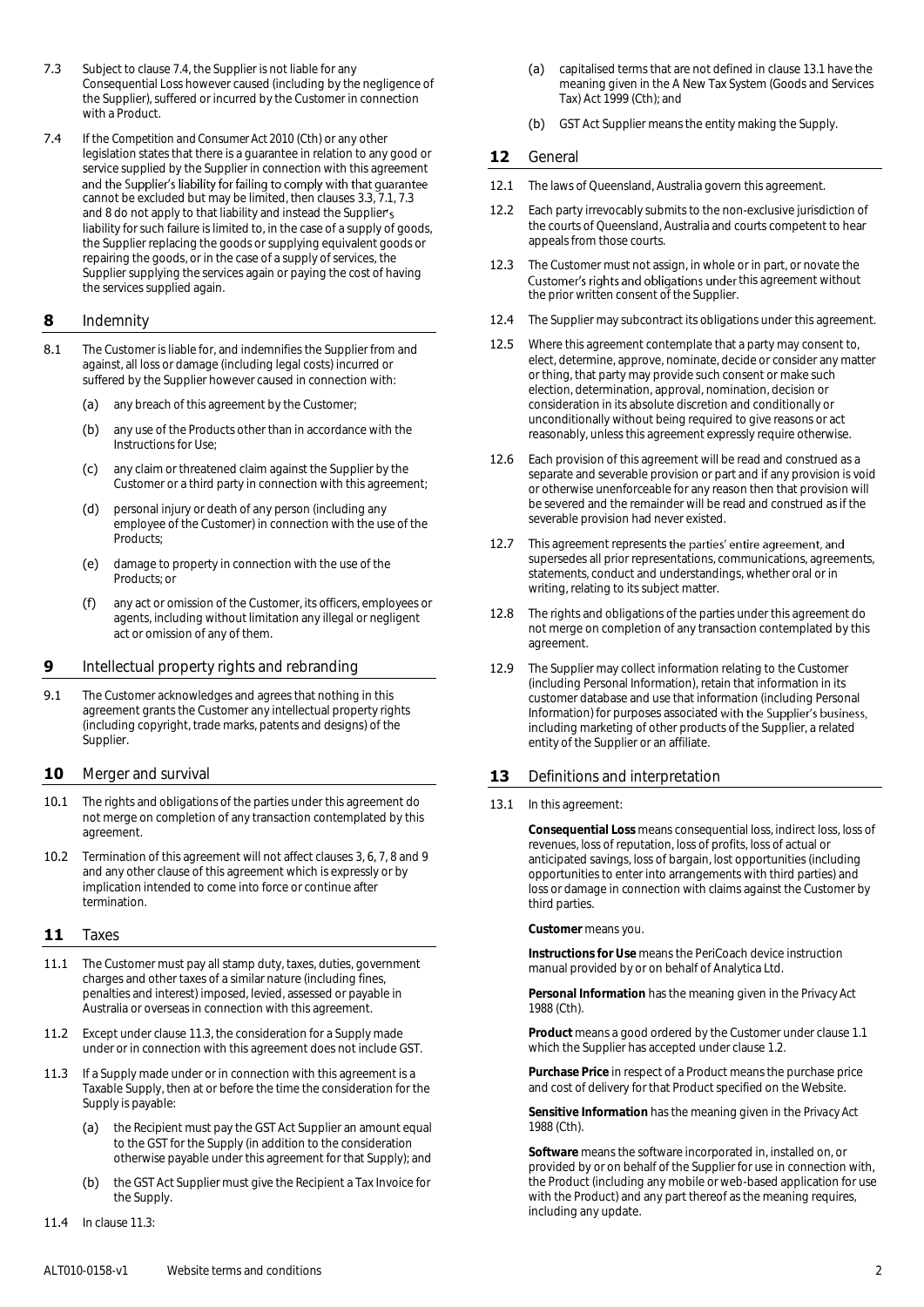7.3 Subject to clause 7.4, the Supplier is not liable for any Consequential Loss however caused (including by the negligence of the Supplier), suffered or incurred by the Customer in connection with a Product.

7.4 If the Competition and Consumer Act 2010 (Cth) or any other legislation states that there is a guarantee in relation to any good or service supplied by the Supplier in connection with this agreement and the Supplier's liability for failing to comply with that guarantee cannot be excluded but may be limited, then clauses 3.3, 7.1, 7.3 and 8 do not apply to that liability and instead the Supplier's liability for such failure is limited to, in the case of a supply of goods, the Supplier replacing the goods or supplying equivalent goods or repairing the goods, or in the case of a supply of services, the Supplier supplying the services again or paying the cost of having the services supplied again.

## 8 Indemnity

8.1 The Customer is liable for, and indemnifies the Supplier from and against, all loss or damage (including legal costs) incurred or suffered by the Supplier however caused in connection with:

(a) any breach of this agreement by the Customer;

(b) any use of the Products other than in accordance with the Instructions for Use;

(c) any claim or threatened claim against the Supplier by the Customer or a third party in connection with this agreement;

(d) personal injury or death of any person (including any employee of the Customer) in connection with the use of the Products;

(e) damage to property in connection with the use of the Products; or

(f) any act or omission of the Customer, its officers, employees or agents, including without limitation any illegal or negligent act or omission of any of them.

## 9 Intellectual property rights and rebranding

9.1 The Customer acknowledges and agrees that nothing in this agreement grants the Customer any intellectual property rights (including copyright, trade marks, patents and designs) of the Supplier.

## 10 Merger and survival

10.1 The rights and obligations of the parties under this agreement do not merge on completion of any transaction contemplated by this agreement.

10.2 Termination of this agreement will not affect clauses 3, 6, 7, 8 and 9 and any other clause of this agreement which is expressly or by implication intended to come into force or continue after termination.

## 11 Taxes

11.1 The Customer must pay all stamp duty, taxes, duties, government charges and other taxes of a similar nature (including fines, penalties and interest) imposed, levied, assessed or payable in Australia or overseas in connection with this agreement.

11.2 Except under clause 11.3, the consideration for a Supply made under or in connection with this agreement does not include GST.

11.3 If a Supply made under or in connection with this agreement is a Taxable Supply, then at or before the time the consideration for the Supply is payable:

(a) the Recipient must pay the GST Act Supplier an amount equal to the GST for the Supply (in addition to the consideration otherwise payable under this agreement for that Supply); and

(b) the GST Act Supplier must give the Recipient a Tax Invoice for the Supply.

11.4 In clause 11.3:

(a) capitalised terms that are not defined in clause 13.1 have the meaning given in the A New Tax System (Goods and Services Tax) Act 1999 (Cth); and

(b) GST Act Supplier means the entity making the Supply.

## 12 General

12.1 The laws of Queensland, Australia govern this agreement.

12.2 Each party irrevocably submits to the non-exclusive jurisdiction of the courts of Queensland, Australia and courts competent to hear appeals from those courts.

12.3 The Customer must not assign, in whole or in part, or novate the Customer's rights and obligations under this agreement without the prior written consent of the Supplier.

12.4 The Supplier may subcontract its obligations under this agreement.

12.5 Where this agreement contemplate that a party may consent to, elect, determine, approve, nominate, decide or consider any matter or thing, that party may provide such consent or make such election, determination, approval, nomination, decision or consideration in its absolute discretion and conditionally or unconditionally without being required to give reasons or act reasonably, unless this agreement expressly require otherwise.

12.6 Each provision of this agreement will be read and construed as a separate and severable provision or part and if any provision is void or otherwise unenforceable for any reason then that provision will be severed and the remainder will be read and construed as if the severable provision had never existed.

12.7 This agreement represents the parties' entire agreement, and supersedes all prior representations, communications, agreements, statements, conduct and understandings, whether oral or in writing, relating to its subject matter.

12.8 The rights and obligations of the parties under this agreement do not merge on completion of any transaction contemplated by this agreement.

12.9 The Supplier may collect information relating to the Customer (including Personal Information), retain that information in its customer database and use that information (including Personal Information) for purposes associated with the Supplier's business, including marketing of other products of the Supplier, a related entity of the Supplier or an affiliate.

## 13 Definitions and interpretation

13.1 In this agreement:

**Consequential Loss** means consequential loss, indirect loss, loss of revenues, loss of reputation, loss of profits, loss of actual or anticipated savings, loss of bargain, lost opportunities (including opportunities to enter into arrangements with third parties) and loss or damage in connection with claims against the Customer by third parties.

**Customer** means you.

**Instructions for Use** means the PeriCoach device instruction manual provided by or on behalf of Analytica Ltd.

**Personal Information** has the meaning given in the Privacy Act 1988 (Cth).

**Product** means a good ordered by the Customer under clause 1.1 which the Supplier has accepted under clause 1.2.

**Purchase Price** in respect of a Product means the purchase price and cost of delivery for that Product specified on the Website.

**Sensitive Information** has the meaning given in the Privacy Act 1988 (Cth).

**Software** means the software incorporated in, installed on, or provided by or on behalf of the Supplier for use in connection with, the Product (including any mobile or web-based application for use with the Product) and any part thereof as the meaning requires, including any update.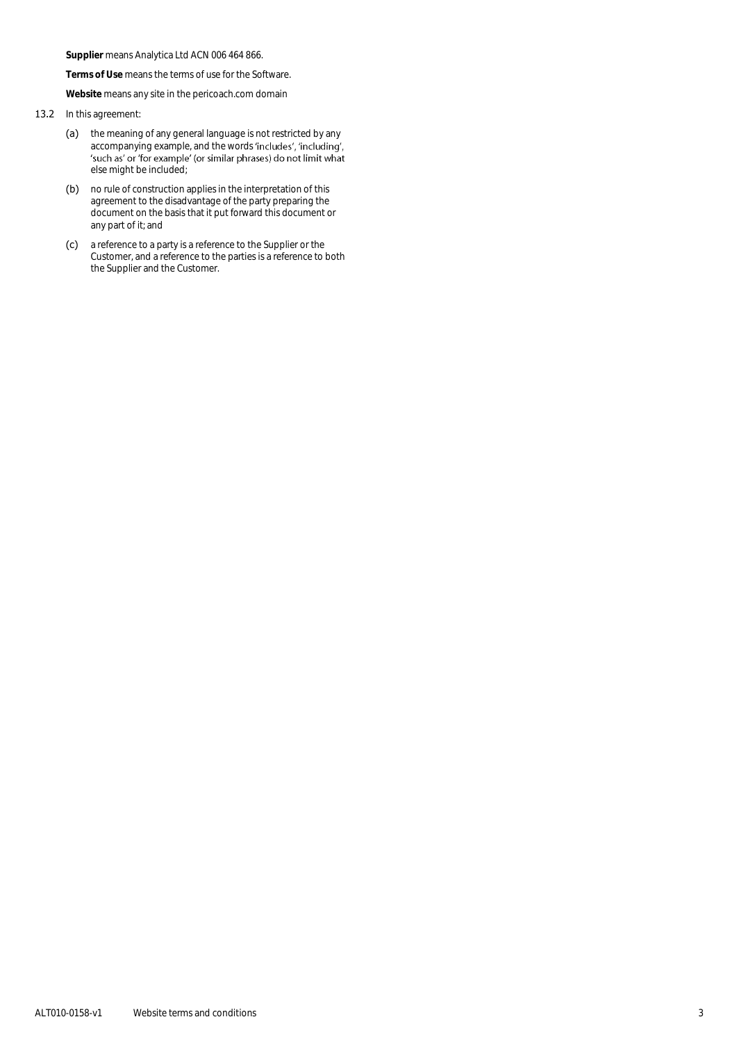**Supplier** means Analytica Ltd ACN 006 464 866.

**Terms of Use** means the terms of use for the Software.

**Website** means any site in the pericoach.com domain

13.2 In this agreement:

(a) the meaning of any general language is not restricted by any accompanying example, and the words 'includes', 'including', 'such as' or 'for example' (or similar phrases) do not limit what else might be included;

(b) no rule of construction applies in the interpretation of this agreement to the disadvantage of the party preparing the document on the basis that it put forward this document or any part of it; and

(c) a reference to a party is a reference to the Supplier or the Customer, and a reference to the parties is a reference to both the Supplier and the Customer.